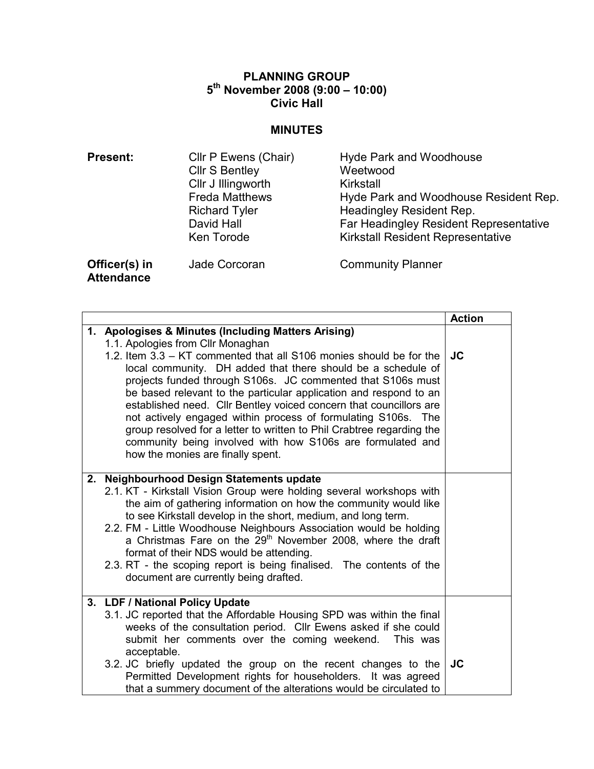**PLANNING GROUP**
**5th November 2008 (9:00 – 10:00)**
**Civic Hall**

## MINUTES

| | | |
|---|---|---|
| **Present:** | Cllr P Ewens (Chair) | Hyde Park and Woodhouse |
| | Cllr S Bentley | Weetwood |
| | Cllr J Illingworth | Kirkstall |
| | Freda Matthews | Hyde Park and Woodhouse Resident Rep. |
| | Richard Tyler | Headingley Resident Rep. |
| | David Hall | Far Headingley Resident Representative |
| | Ken Torode | Kirkstall Resident Representative |
| **Officer(s) in Attendance** | Jade Corcoran | Community Planner |

| | Action |
|---|---|
| **1. Apologises & Minutes (Including Matters Arising)**<br>1.1. Apologies from Cllr Monaghan<br>1.2. Item 3.3 – KT commented that all S106 monies should be for the local community. DH added that there should be a schedule of projects funded through S106s. JC commented that S106s must be based relevant to the particular application and respond to an established need. Cllr Bentley voiced concern that councillors are not actively engaged within process of formulating S106s. The group resolved for a letter to written to Phil Crabtree regarding the community being involved with how S106s are formulated and how the monies are finally spent. | **JC** |
| **2. Neighbourhood Design Statements update**<br>2.1. KT - Kirkstall Vision Group were holding several workshops with the aim of gathering information on how the community would like to see Kirkstall develop in the short, medium, and long term.<br>2.2. FM - Little Woodhouse Neighbours Association would be holding a Christmas Fare on the 29th November 2008, where the draft format of their NDS would be attending.<br>2.3. RT - the scoping report is being finalised. The contents of the document are currently being drafted. | |
| **3. LDF / National Policy Update**<br>3.1. JC reported that the Affordable Housing SPD was within the final weeks of the consultation period. Cllr Ewens asked if she could submit her comments over the coming weekend. This was acceptable.<br>3.2. JC briefly updated the group on the recent changes to the Permitted Development rights for householders. It was agreed that a summery document of the alterations would be circulated to | **JC** |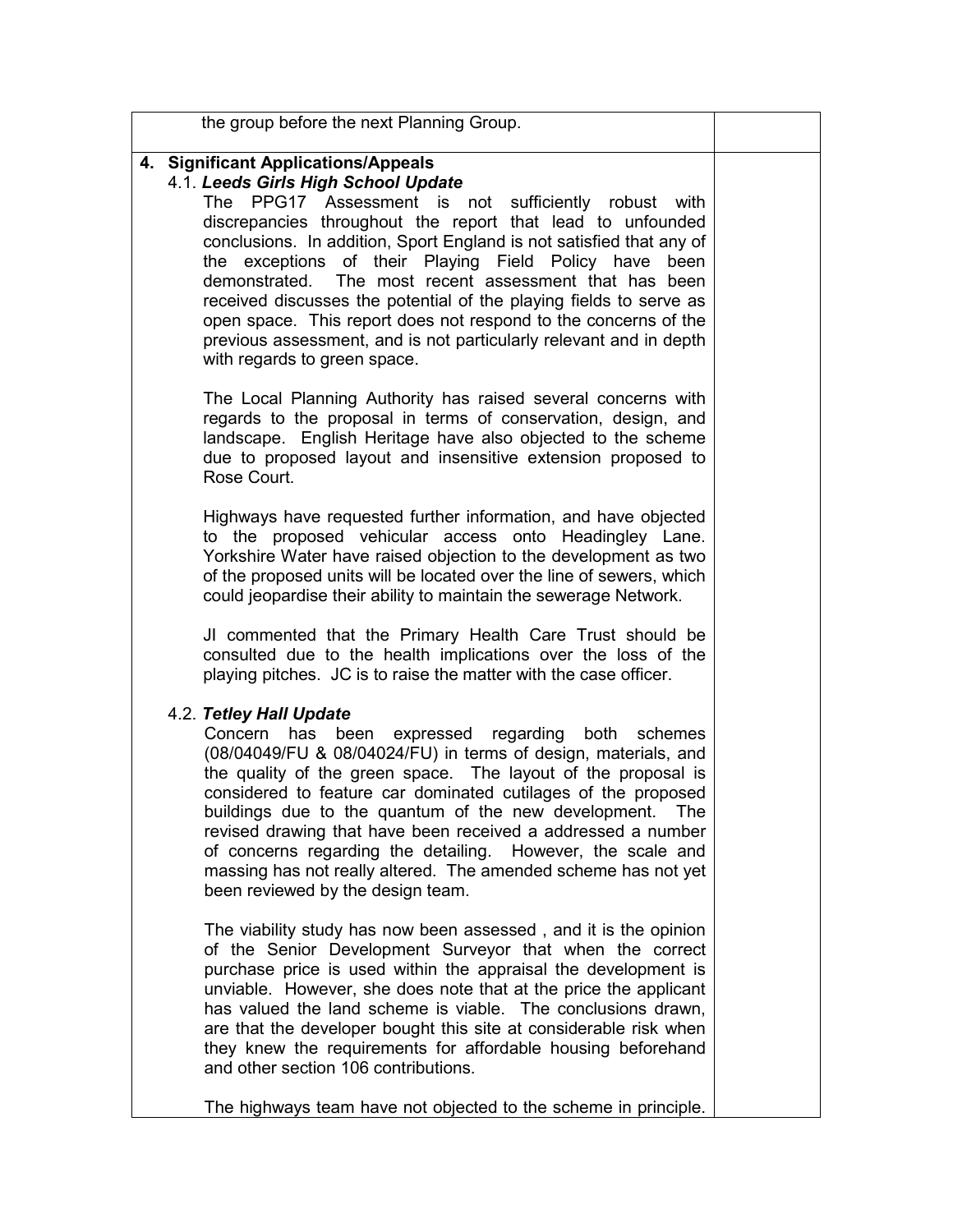| | |
|---|---|
| the group before the next Planning Group. | |
| **4. Significant Applications/Appeals**<br>4.1. ***Leeds Girls High School Update***<br>The PPG17 Assessment is not sufficiently robust with discrepancies throughout the report that lead to unfounded conclusions. In addition, Sport England is not satisfied that any of the exceptions of their Playing Field Policy have been demonstrated. The most recent assessment that has been received discusses the potential of the playing fields to serve as open space. This report does not respond to the concerns of the previous assessment, and is not particularly relevant and in depth with regards to green space.<br><br>The Local Planning Authority has raised several concerns with regards to the proposal in terms of conservation, design, and landscape. English Heritage have also objected to the scheme due to proposed layout and insensitive extension proposed to Rose Court.<br><br>Highways have requested further information, and have objected to the proposed vehicular access onto Headingley Lane. Yorkshire Water have raised objection to the development as two of the proposed units will be located over the line of sewers, which could jeopardise their ability to maintain the sewerage Network.<br><br>JI commented that the Primary Health Care Trust should be consulted due to the health implications over the loss of the playing pitches. JC is to raise the matter with the case officer.<br><br>4.2. ***Tetley Hall Update***<br>Concern has been expressed regarding both schemes (08/04049/FU & 08/04024/FU) in terms of design, materials, and the quality of the green space. The layout of the proposal is considered to feature car dominated cutilages of the proposed buildings due to the quantum of the new development. The revised drawing that have been received a addressed a number of concerns regarding the detailing. However, the scale and massing has not really altered. The amended scheme has not yet been reviewed by the design team.<br><br>The viability study has now been assessed , and it is the opinion of the Senior Development Surveyor that when the correct purchase price is used within the appraisal the development is unviable. However, she does note that at the price the applicant has valued the land scheme is viable. The conclusions drawn, are that the developer bought this site at considerable risk when they knew the requirements for affordable housing beforehand and other section 106 contributions.<br><br>The highways team have not objected to the scheme in principle. | |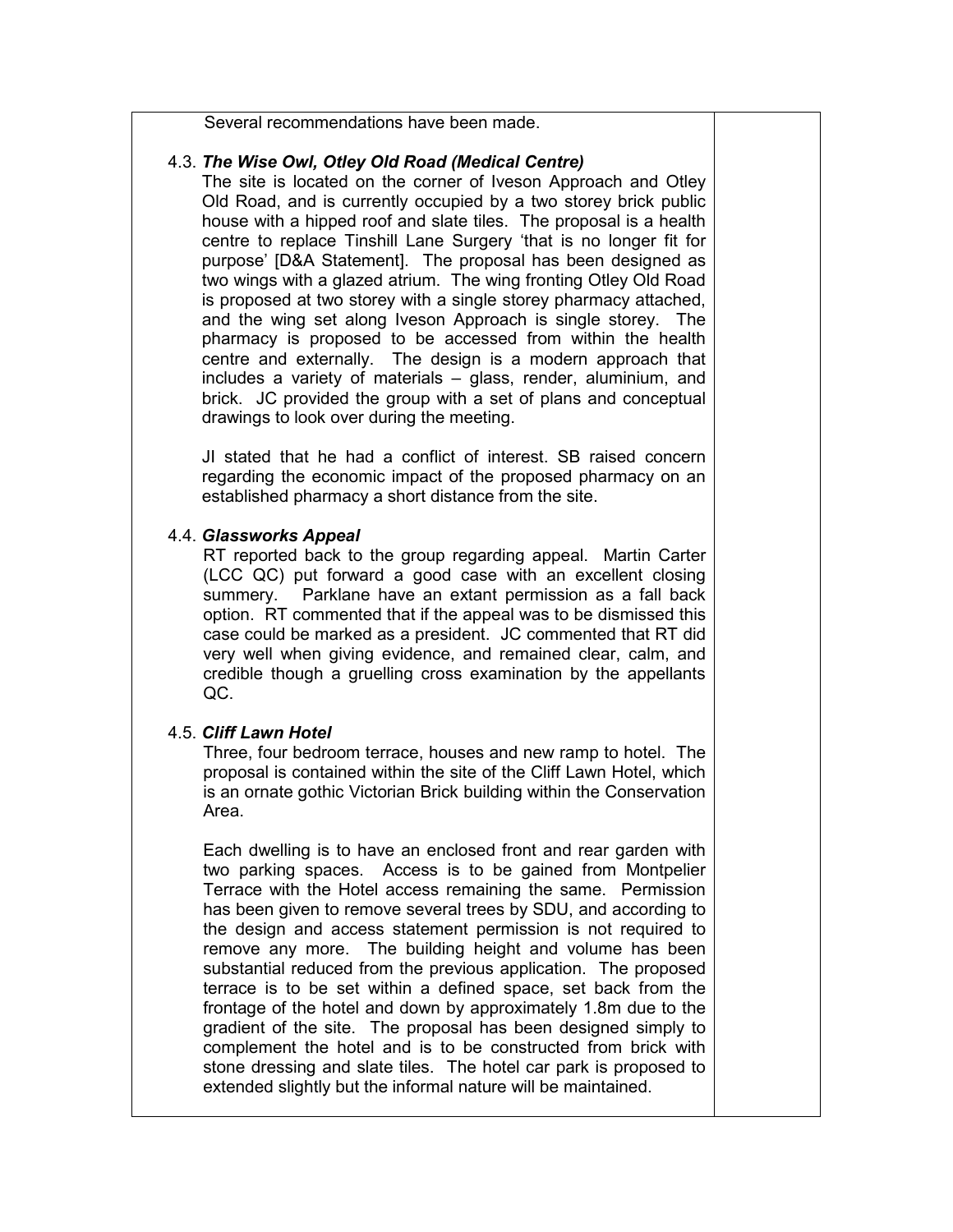Several recommendations have been made.

4.3. ***The Wise Owl, Otley Old Road (Medical Centre)***

The site is located on the corner of Iveson Approach and Otley Old Road, and is currently occupied by a two storey brick public house with a hipped roof and slate tiles. The proposal is a health centre to replace Tinshill Lane Surgery 'that is no longer fit for purpose' [D&A Statement]. The proposal has been designed as two wings with a glazed atrium. The wing fronting Otley Old Road is proposed at two storey with a single storey pharmacy attached, and the wing set along Iveson Approach is single storey. The pharmacy is proposed to be accessed from within the health centre and externally. The design is a modern approach that includes a variety of materials – glass, render, aluminium, and brick. JC provided the group with a set of plans and conceptual drawings to look over during the meeting.

JI stated that he had a conflict of interest. SB raised concern regarding the economic impact of the proposed pharmacy on an established pharmacy a short distance from the site.

4.4. ***Glassworks Appeal***

RT reported back to the group regarding appeal. Martin Carter (LCC QC) put forward a good case with an excellent closing summery. Parklane have an extant permission as a fall back option. RT commented that if the appeal was to be dismissed this case could be marked as a president. JC commented that RT did very well when giving evidence, and remained clear, calm, and credible though a gruelling cross examination by the appellants QC.

4.5. ***Cliff Lawn Hotel***

Three, four bedroom terrace, houses and new ramp to hotel. The proposal is contained within the site of the Cliff Lawn Hotel, which is an ornate gothic Victorian Brick building within the Conservation Area.

Each dwelling is to have an enclosed front and rear garden with two parking spaces. Access is to be gained from Montpelier Terrace with the Hotel access remaining the same. Permission has been given to remove several trees by SDU, and according to the design and access statement permission is not required to remove any more. The building height and volume has been substantial reduced from the previous application. The proposed terrace is to be set within a defined space, set back from the frontage of the hotel and down by approximately 1.8m due to the gradient of the site. The proposal has been designed simply to complement the hotel and is to be constructed from brick with stone dressing and slate tiles. The hotel car park is proposed to extended slightly but the informal nature will be maintained.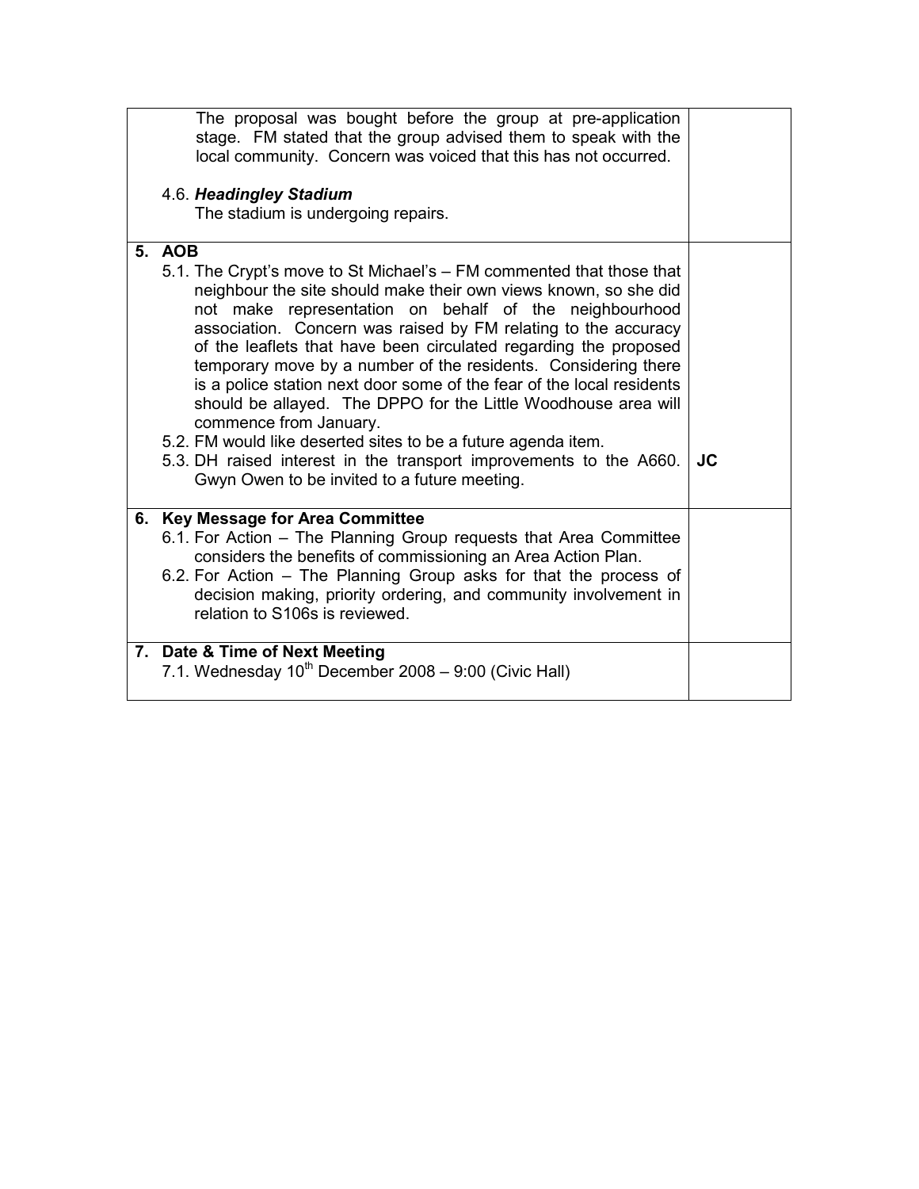| | |
|---|---|
| The proposal was bought before the group at pre-application stage. FM stated that the group advised them to speak with the local community. Concern was voiced that this has not occurred.<br><br>4.6. ***Headingley Stadium***<br>The stadium is undergoing repairs. | |
| **5. AOB**<br>5.1. The Crypt's move to St Michael's – FM commented that those that neighbour the site should make their own views known, so she did not make representation on behalf of the neighbourhood association. Concern was raised by FM relating to the accuracy of the leaflets that have been circulated regarding the proposed temporary move by a number of the residents. Considering there is a police station next door some of the fear of the local residents should be allayed. The DPPO for the Little Woodhouse area will commence from January.<br>5.2. FM would like deserted sites to be a future agenda item.<br>5.3. DH raised interest in the transport improvements to the A660. Gwyn Owen to be invited to a future meeting. | **JC** |
| **6. Key Message for Area Committee**<br>6.1. For Action – The Planning Group requests that Area Committee considers the benefits of commissioning an Area Action Plan.<br>6.2. For Action – The Planning Group asks for that the process of decision making, priority ordering, and community involvement in relation to S106s is reviewed. | |
| **7. Date & Time of Next Meeting**<br>7.1. Wednesday 10th December 2008 – 9:00 (Civic Hall) | |